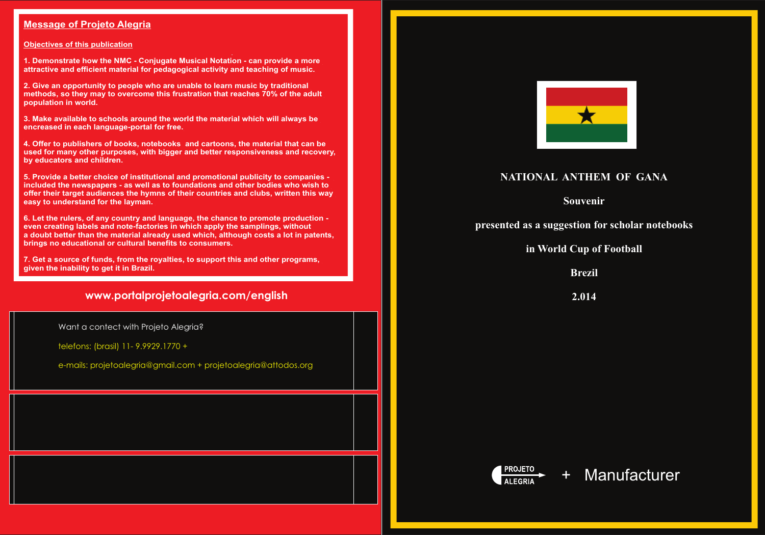## Message of Projeto Alegria

### Objectives of this publication

1. Demonstrate how the NMC - Conjugate Musical Notation - can provide a more attractive and efficient material for pedagogical activity and teaching of music.

2. Give an opportunity to people who are unable to learn music by traditional methods, so they may to overcome this frustration that reaches 70% of the adult population in world.

3. Make available to schools around the world the material which will always be encreased in each language-portal for free.

4. Offer to publishers of books, notebooks and cartoons, the material that can be used for many other purposes, with bigger and better responsiveness and recovery, by educators and children.

5. Provide a better choice of institutional and promotional publicity to companies - included the newspapers - as well as to foundations and other bodies who wish to offer their target audiences the hymns of their countries and clubs, written this way easy to understand for the layman.

6. Let the rulers, of any country and language, the chance to promote production - even creating labels and note-factories in which apply the samplings, without a doubt better than the material already used which, although costs a lot in patents, brings no educational or cultural benefits to consumers.

7. Get a source of funds, from the royalties, to support this and other programs, given the inability to get it in Brazil.

**www.portalprojetoalegria.com/english**

Want a contect with Projeto Alegria?

telefons: (brasil) 11- 9.9929.1770 +

e-mails: projetoalegria@gmail.com + projetoalegria@attodos.org

# NATIONAL ANTHEM OF GANA

**Souvenir**

**presented as a suggestion for scholar notebooks**

**in World Cup of Football**

**Brezil**

**2.014**

PROJETO ALEGRIA + Manufacturer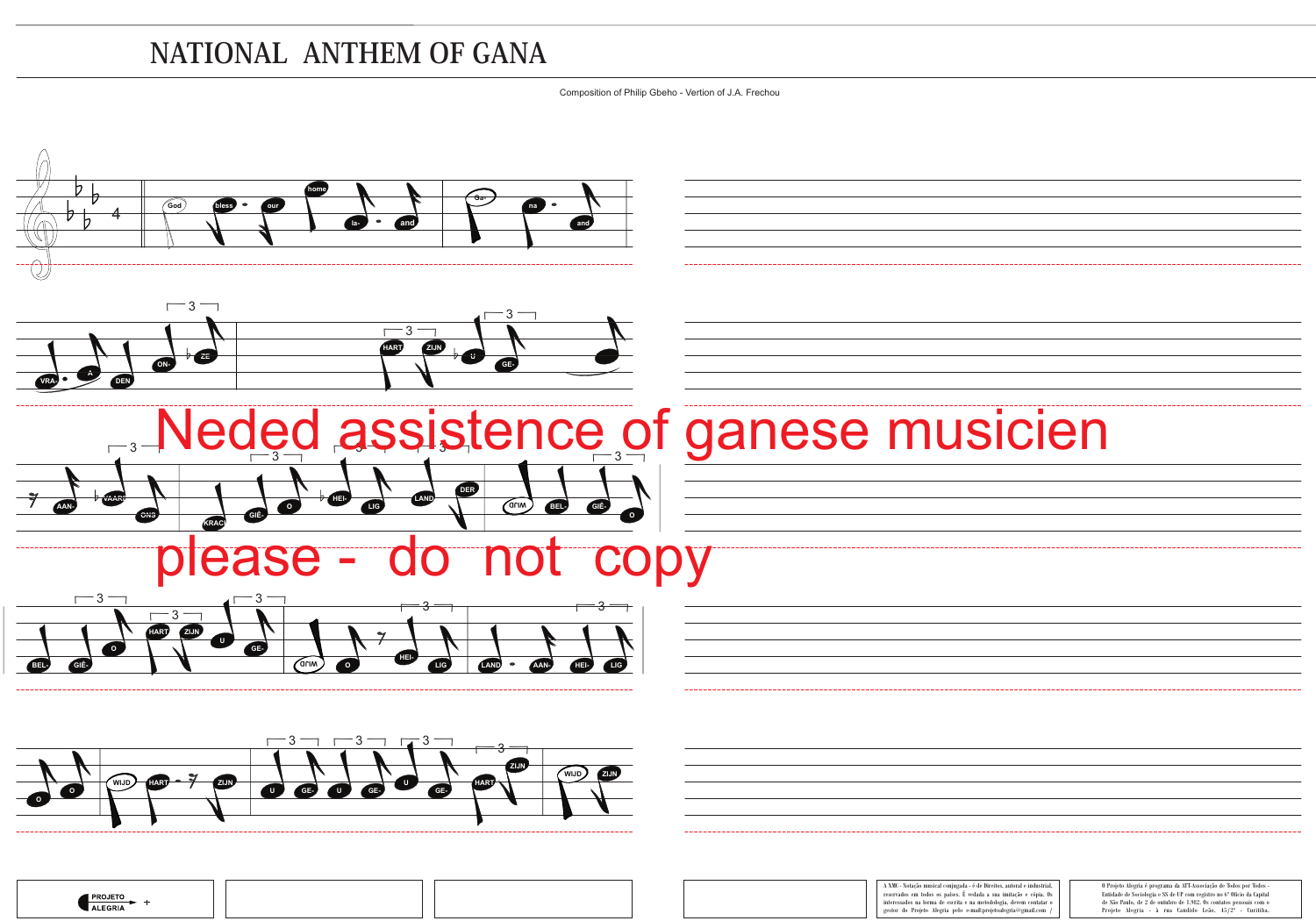# NATIONAL ANTHEM OF GANA

Composition of Philip Gbeho - Vertion of J.A. Frechou

Neded assistence of ganese musicien

please - do not copy

A NMC - Notação musical conjugada - é de Direitos, autoral e industrial, reservados em todos os países. É vedada a sua imitação e cópia. Os interessados na forma de escrita e na metodologia, devem contatar o gestor do Projeto Alegria pelo e-mail:projetoalegria@gmail.com /

O Projeto Alegria é programa da ATT-Associação de Todos por Todos - Entidade de Sociologia e SS de UP com registro no 6º Ofício da Capital de São Paulo, de 2 de outubro de 1.982. Os contatos pessoais com o Projeto Alegria - à rua Candido Leão, 45/2º - Curitiba.